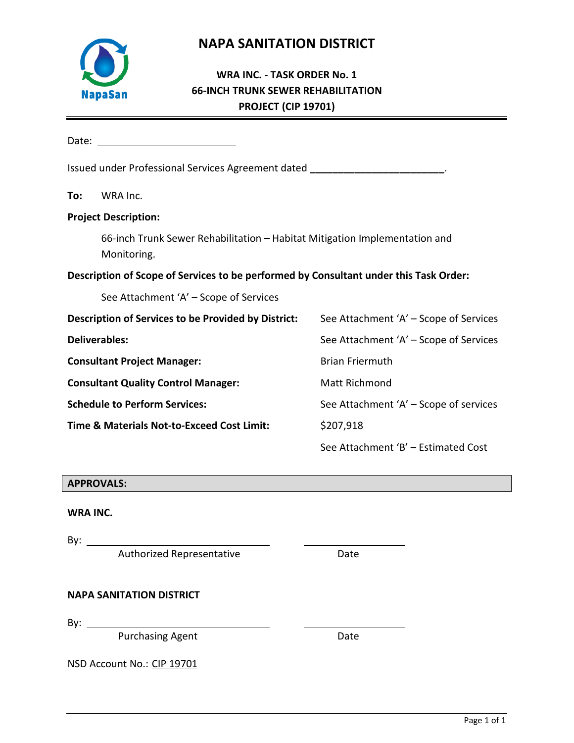# NAPA SANITATION DISTRICT

## WRA INC. - TASK ORDER No. 1
## 66-INCH TRUNK SEWER REHABILITATION PROJECT (CIP 19701)

Date: ________________________

Issued under Professional Services Agreement dated ________________________.

**To:** WRA Inc.

**Project Description:**

66-inch Trunk Sewer Rehabilitation – Habitat Mitigation Implementation and Monitoring.

**Description of Scope of Services to be performed by Consultant under this Task Order:**

See Attachment 'A' – Scope of Services

| | |
|---|---|
| **Description of Services to be Provided by District:** | See Attachment 'A' – Scope of Services |
| **Deliverables:** | See Attachment 'A' – Scope of Services |
| **Consultant Project Manager:** | Brian Friermuth |
| **Consultant Quality Control Manager:** | Matt Richmond |
| **Schedule to Perform Services:** | See Attachment 'A' – Scope of services |
| **Time & Materials Not-to-Exceed Cost Limit:** | $207,918 |
| | See Attachment 'B' – Estimated Cost |

**APPROVALS:**

**WRA INC.**

By: ________________________ ________________
Authorized Representative Date

**NAPA SANITATION DISTRICT**

By: ________________________ ________________
Purchasing Agent Date

NSD Account No.: CIP 19701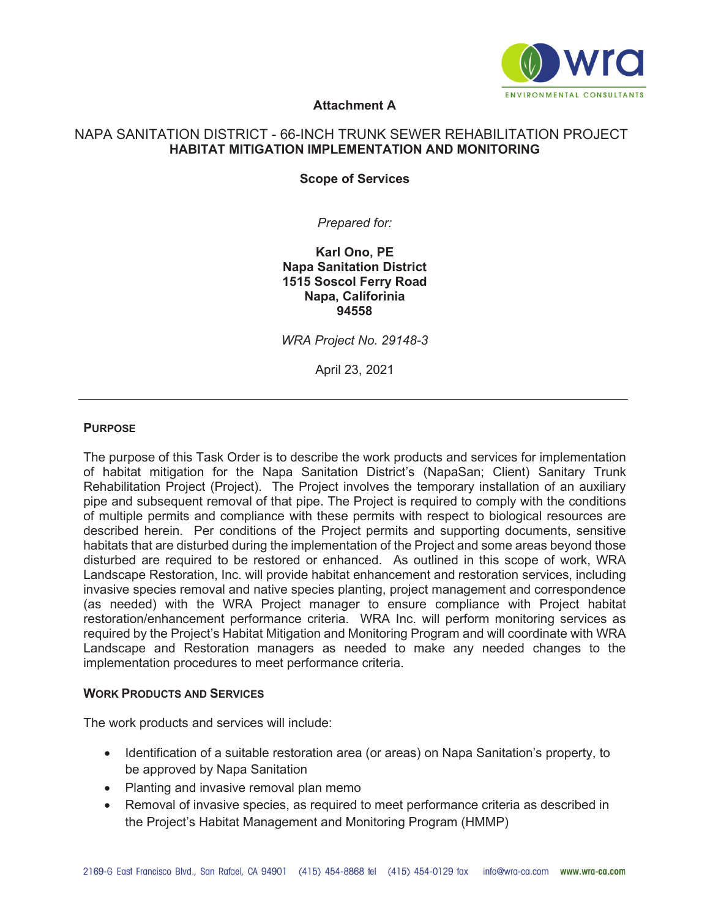**Attachment A**

NAPA SANITATION DISTRICT - 66-INCH TRUNK SEWER REHABILITATION PROJECT
**HABITAT MITIGATION IMPLEMENTATION AND MONITORING**

**Scope of Services**

*Prepared for:*

**Karl Ono, PE**
**Napa Sanitation District**
**1515 Soscol Ferry Road**
**Napa, Califorinia**
**94558**

*WRA Project No. 29148-3*

April 23, 2021

---

## PURPOSE

The purpose of this Task Order is to describe the work products and services for implementation of habitat mitigation for the Napa Sanitation District's (NapaSan; Client) Sanitary Trunk Rehabilitation Project (Project). The Project involves the temporary installation of an auxiliary pipe and subsequent removal of that pipe. The Project is required to comply with the conditions of multiple permits and compliance with these permits with respect to biological resources are described herein. Per conditions of the Project permits and supporting documents, sensitive habitats that are disturbed during the implementation of the Project and some areas beyond those disturbed are required to be restored or enhanced. As outlined in this scope of work, WRA Landscape Restoration, Inc. will provide habitat enhancement and restoration services, including invasive species removal and native species planting, project management and correspondence (as needed) with the WRA Project manager to ensure compliance with Project habitat restoration/enhancement performance criteria. WRA Inc. will perform monitoring services as required by the Project's Habitat Mitigation and Monitoring Program and will coordinate with WRA Landscape and Restoration managers as needed to make any needed changes to the implementation procedures to meet performance criteria.

## WORK PRODUCTS AND SERVICES

The work products and services will include:

- Identification of a suitable restoration area (or areas) on Napa Sanitation's property, to be approved by Napa Sanitation
- Planting and invasive removal plan memo
- Removal of invasive species, as required to meet performance criteria as described in the Project's Habitat Management and Monitoring Program (HMMP)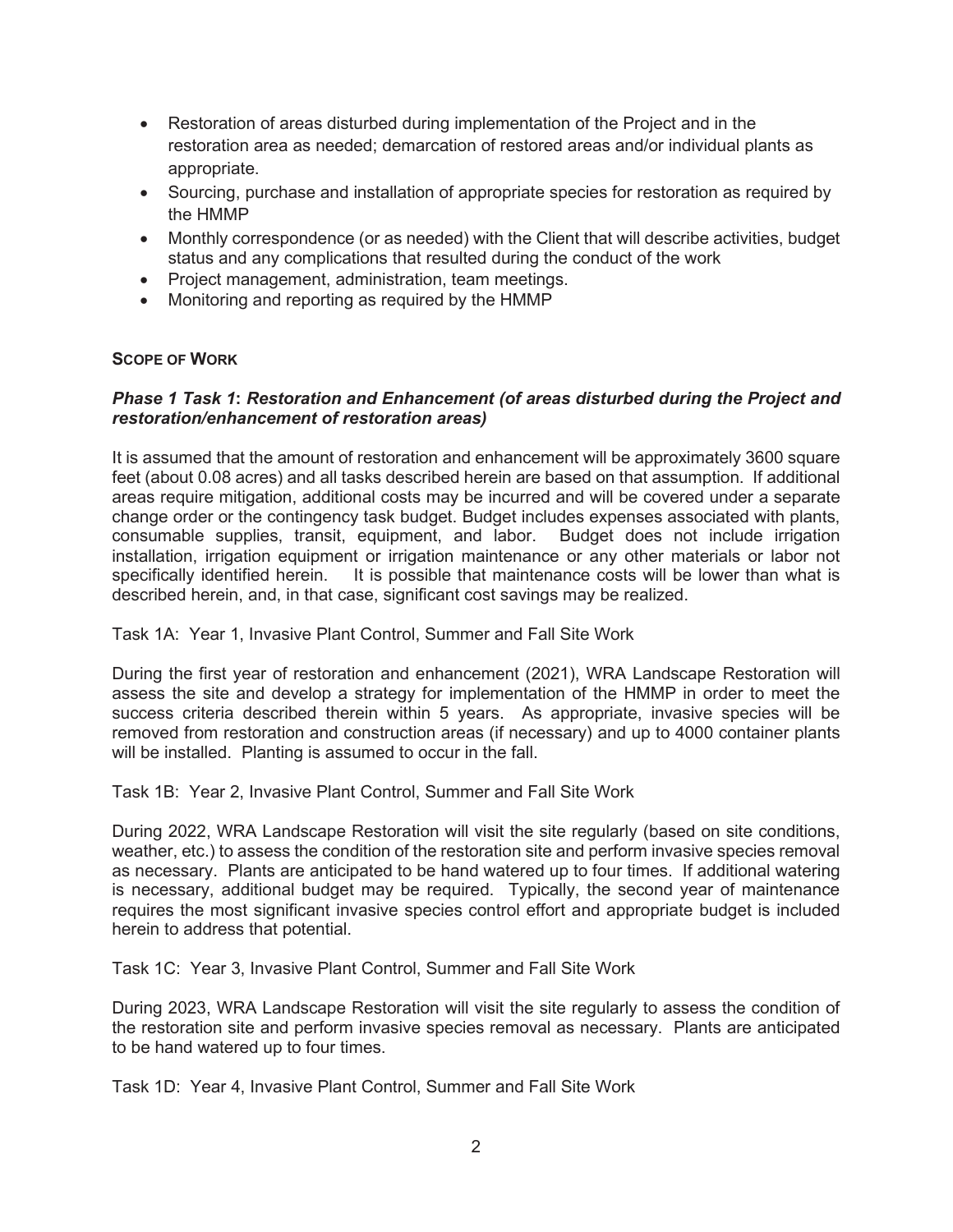- Restoration of areas disturbed during implementation of the Project and in the restoration area as needed; demarcation of restored areas and/or individual plants as appropriate.
- Sourcing, purchase and installation of appropriate species for restoration as required by the HMMP
- Monthly correspondence (or as needed) with the Client that will describe activities, budget status and any complications that resulted during the conduct of the work
- Project management, administration, team meetings.
- Monitoring and reporting as required by the HMMP

**SCOPE OF WORK**

***Phase 1 Task 1: Restoration and Enhancement (of areas disturbed during the Project and restoration/enhancement of restoration areas)***

It is assumed that the amount of restoration and enhancement will be approximately 3600 square feet (about 0.08 acres) and all tasks described herein are based on that assumption. If additional areas require mitigation, additional costs may be incurred and will be covered under a separate change order or the contingency task budget. Budget includes expenses associated with plants, consumable supplies, transit, equipment, and labor. Budget does not include irrigation installation, irrigation equipment or irrigation maintenance or any other materials or labor not specifically identified herein. It is possible that maintenance costs will be lower than what is described herein, and, in that case, significant cost savings may be realized.

Task 1A: Year 1, Invasive Plant Control, Summer and Fall Site Work

During the first year of restoration and enhancement (2021), WRA Landscape Restoration will assess the site and develop a strategy for implementation of the HMMP in order to meet the success criteria described therein within 5 years. As appropriate, invasive species will be removed from restoration and construction areas (if necessary) and up to 4000 container plants will be installed. Planting is assumed to occur in the fall.

Task 1B: Year 2, Invasive Plant Control, Summer and Fall Site Work

During 2022, WRA Landscape Restoration will visit the site regularly (based on site conditions, weather, etc.) to assess the condition of the restoration site and perform invasive species removal as necessary. Plants are anticipated to be hand watered up to four times. If additional watering is necessary, additional budget may be required. Typically, the second year of maintenance requires the most significant invasive species control effort and appropriate budget is included herein to address that potential.

Task 1C: Year 3, Invasive Plant Control, Summer and Fall Site Work

During 2023, WRA Landscape Restoration will visit the site regularly to assess the condition of the restoration site and perform invasive species removal as necessary. Plants are anticipated to be hand watered up to four times.

Task 1D: Year 4, Invasive Plant Control, Summer and Fall Site Work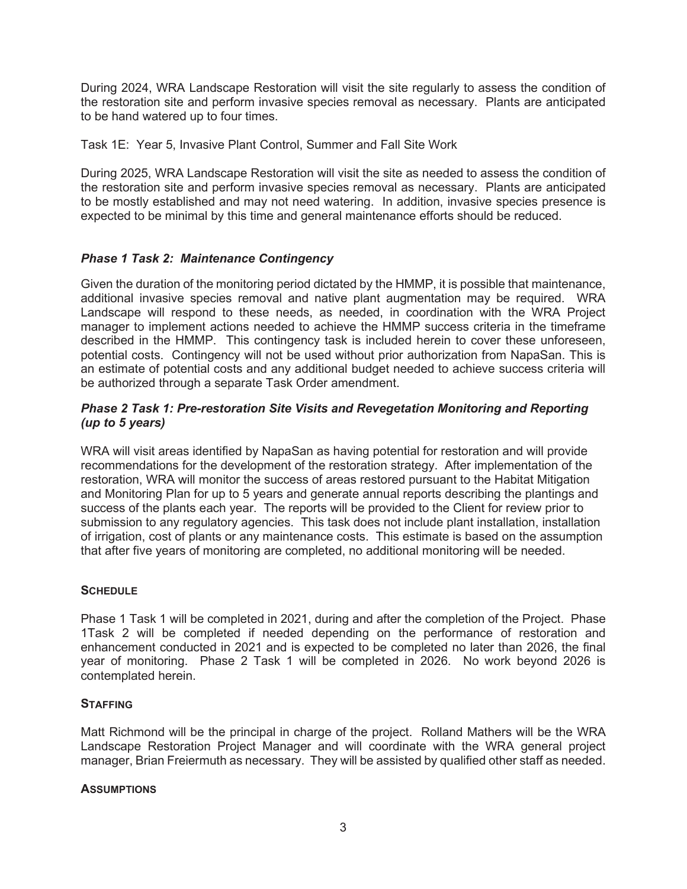During 2024, WRA Landscape Restoration will visit the site regularly to assess the condition of the restoration site and perform invasive species removal as necessary. Plants are anticipated to be hand watered up to four times.

Task 1E: Year 5, Invasive Plant Control, Summer and Fall Site Work

During 2025, WRA Landscape Restoration will visit the site as needed to assess the condition of the restoration site and perform invasive species removal as necessary. Plants are anticipated to be mostly established and may not need watering. In addition, invasive species presence is expected to be minimal by this time and general maintenance efforts should be reduced.

### *Phase 1 Task 2: Maintenance Contingency*

Given the duration of the monitoring period dictated by the HMMP, it is possible that maintenance, additional invasive species removal and native plant augmentation may be required. WRA Landscape will respond to these needs, as needed, in coordination with the WRA Project manager to implement actions needed to achieve the HMMP success criteria in the timeframe described in the HMMP. This contingency task is included herein to cover these unforeseen, potential costs. Contingency will not be used without prior authorization from NapaSan. This is an estimate of potential costs and any additional budget needed to achieve success criteria will be authorized through a separate Task Order amendment.

### *Phase 2 Task 1: Pre-restoration Site Visits and Revegetation Monitoring and Reporting (up to 5 years)*

WRA will visit areas identified by NapaSan as having potential for restoration and will provide recommendations for the development of the restoration strategy. After implementation of the restoration, WRA will monitor the success of areas restored pursuant to the Habitat Mitigation and Monitoring Plan for up to 5 years and generate annual reports describing the plantings and success of the plants each year. The reports will be provided to the Client for review prior to submission to any regulatory agencies. This task does not include plant installation, installation of irrigation, cost of plants or any maintenance costs. This estimate is based on the assumption that after five years of monitoring are completed, no additional monitoring will be needed.

### **SCHEDULE**

Phase 1 Task 1 will be completed in 2021, during and after the completion of the Project. Phase 1Task 2 will be completed if needed depending on the performance of restoration and enhancement conducted in 2021 and is expected to be completed no later than 2026, the final year of monitoring. Phase 2 Task 1 will be completed in 2026. No work beyond 2026 is contemplated herein.

### **STAFFING**

Matt Richmond will be the principal in charge of the project. Rolland Mathers will be the WRA Landscape Restoration Project Manager and will coordinate with the WRA general project manager, Brian Freiermuth as necessary. They will be assisted by qualified other staff as needed.

### **ASSUMPTIONS**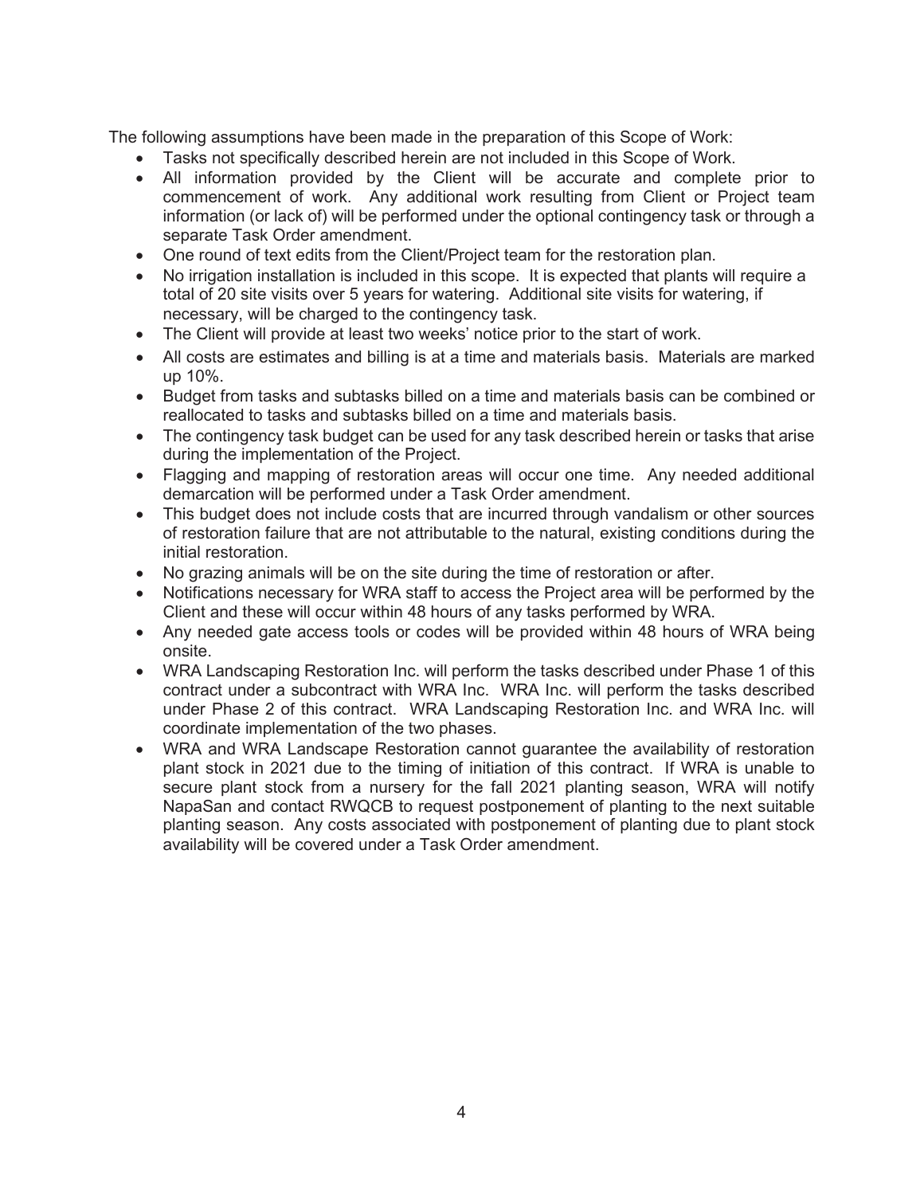The following assumptions have been made in the preparation of this Scope of Work:

- Tasks not specifically described herein are not included in this Scope of Work.
- All information provided by the Client will be accurate and complete prior to commencement of work. Any additional work resulting from Client or Project team information (or lack of) will be performed under the optional contingency task or through a separate Task Order amendment.
- One round of text edits from the Client/Project team for the restoration plan.
- No irrigation installation is included in this scope. It is expected that plants will require a total of 20 site visits over 5 years for watering. Additional site visits for watering, if necessary, will be charged to the contingency task.
- The Client will provide at least two weeks' notice prior to the start of work.
- All costs are estimates and billing is at a time and materials basis. Materials are marked up 10%.
- Budget from tasks and subtasks billed on a time and materials basis can be combined or reallocated to tasks and subtasks billed on a time and materials basis.
- The contingency task budget can be used for any task described herein or tasks that arise during the implementation of the Project.
- Flagging and mapping of restoration areas will occur one time. Any needed additional demarcation will be performed under a Task Order amendment.
- This budget does not include costs that are incurred through vandalism or other sources of restoration failure that are not attributable to the natural, existing conditions during the initial restoration.
- No grazing animals will be on the site during the time of restoration or after.
- Notifications necessary for WRA staff to access the Project area will be performed by the Client and these will occur within 48 hours of any tasks performed by WRA.
- Any needed gate access tools or codes will be provided within 48 hours of WRA being onsite.
- WRA Landscaping Restoration Inc. will perform the tasks described under Phase 1 of this contract under a subcontract with WRA Inc. WRA Inc. will perform the tasks described under Phase 2 of this contract. WRA Landscaping Restoration Inc. and WRA Inc. will coordinate implementation of the two phases.
- WRA and WRA Landscape Restoration cannot guarantee the availability of restoration plant stock in 2021 due to the timing of initiation of this contract. If WRA is unable to secure plant stock from a nursery for the fall 2021 planting season, WRA will notify NapaSan and contact RWQCB to request postponement of planting to the next suitable planting season. Any costs associated with postponement of planting due to plant stock availability will be covered under a Task Order amendment.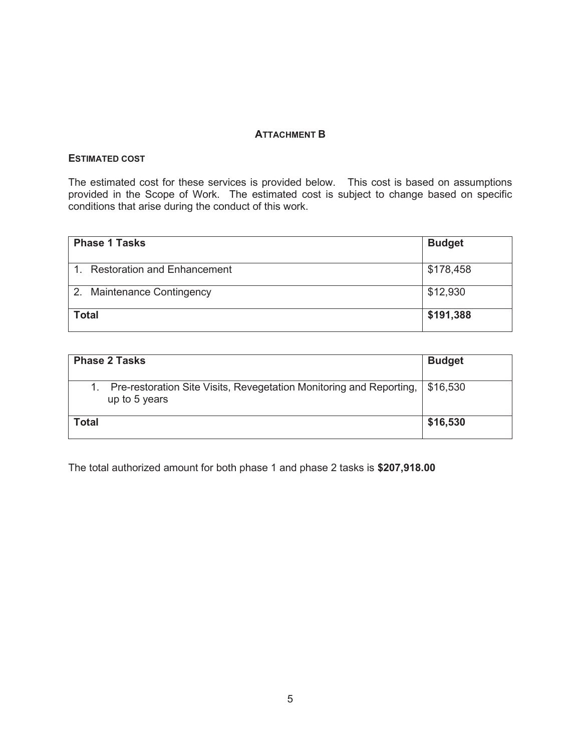## ATTACHMENT B

**ESTIMATED COST**

The estimated cost for these services is provided below. This cost is based on assumptions provided in the Scope of Work. The estimated cost is subject to change based on specific conditions that arise during the conduct of this work.

| **Phase 1 Tasks** | **Budget** |
|---|---|
| 1. Restoration and Enhancement | $178,458 |
| 2. Maintenance Contingency | $12,930 |
| **Total** | **$191,388** |

| **Phase 2 Tasks** | **Budget** |
|---|---|
| 1. Pre-restoration Site Visits, Revegetation Monitoring and Reporting, up to 5 years | $16,530 |
| **Total** | **$16,530** |

The total authorized amount for both phase 1 and phase 2 tasks is **$207,918.00**